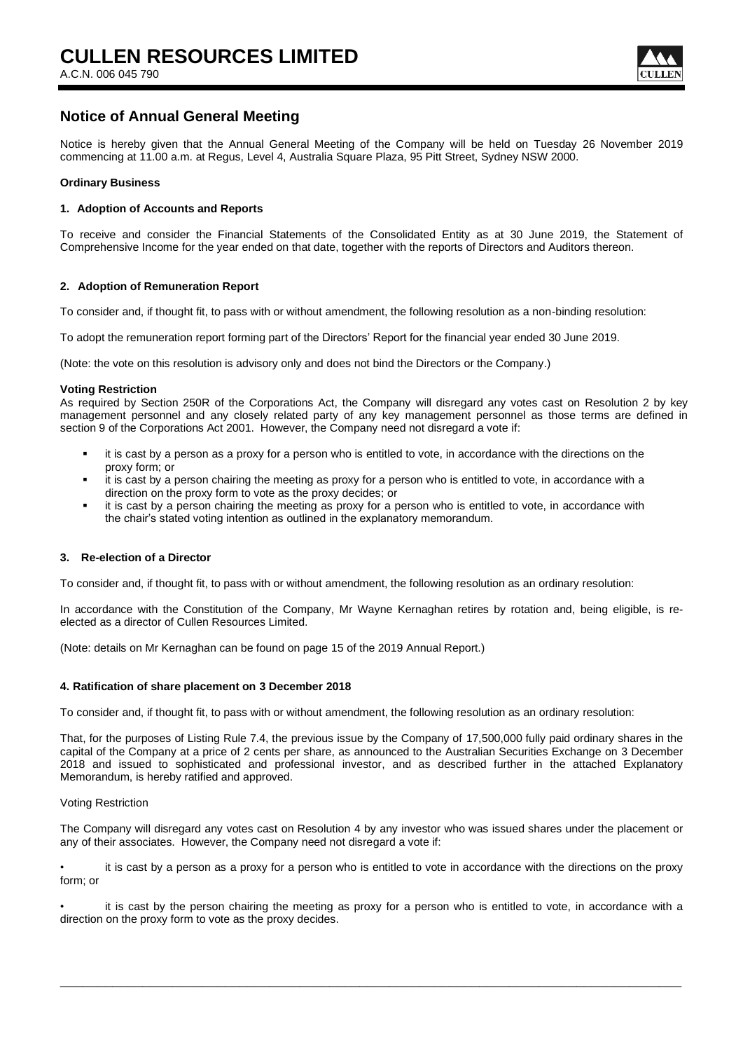# CULLEN RESOURCES LIMITED

A.C.N. 006 045 790

## Notice of Annual General Meeting

Notice is hereby given that the Annual General Meeting of the Company will be held on Tuesday 26 November 2019 commencing at 11.00 a.m. at Regus, Level 4, Australia Square Plaza, 95 Pitt Street, Sydney NSW 2000.

**Ordinary Business**

**1. Adoption of Accounts and Reports**

To receive and consider the Financial Statements of the Consolidated Entity as at 30 June 2019, the Statement of Comprehensive Income for the year ended on that date, together with the reports of Directors and Auditors thereon.

**2. Adoption of Remuneration Report**

To consider and, if thought fit, to pass with or without amendment, the following resolution as a non-binding resolution:

To adopt the remuneration report forming part of the Directors' Report for the financial year ended 30 June 2019.

(Note: the vote on this resolution is advisory only and does not bind the Directors or the Company.)

**Voting Restriction**

As required by Section 250R of the Corporations Act, the Company will disregard any votes cast on Resolution 2 by key management personnel and any closely related party of any key management personnel as those terms are defined in section 9 of the Corporations Act 2001. However, the Company need not disregard a vote if:

- it is cast by a person as a proxy for a person who is entitled to vote, in accordance with the directions on the proxy form; or
- it is cast by a person chairing the meeting as proxy for a person who is entitled to vote, in accordance with a direction on the proxy form to vote as the proxy decides; or
- it is cast by a person chairing the meeting as proxy for a person who is entitled to vote, in accordance with the chair's stated voting intention as outlined in the explanatory memorandum.

**3. Re-election of a Director**

To consider and, if thought fit, to pass with or without amendment, the following resolution as an ordinary resolution:

In accordance with the Constitution of the Company, Mr Wayne Kernaghan retires by rotation and, being eligible, is re-elected as a director of Cullen Resources Limited.

(Note: details on Mr Kernaghan can be found on page 15 of the 2019 Annual Report.)

**4. Ratification of share placement on 3 December 2018**

To consider and, if thought fit, to pass with or without amendment, the following resolution as an ordinary resolution:

That, for the purposes of Listing Rule 7.4, the previous issue by the Company of 17,500,000 fully paid ordinary shares in the capital of the Company at a price of 2 cents per share, as announced to the Australian Securities Exchange on 3 December 2018 and issued to sophisticated and professional investor, and as described further in the attached Explanatory Memorandum, is hereby ratified and approved.

Voting Restriction

The Company will disregard any votes cast on Resolution 4 by any investor who was issued shares under the placement or any of their associates. However, the Company need not disregard a vote if:

- it is cast by a person as a proxy for a person who is entitled to vote in accordance with the directions on the proxy form; or
- it is cast by the person chairing the meeting as proxy for a person who is entitled to vote, in accordance with a direction on the proxy form to vote as the proxy decides.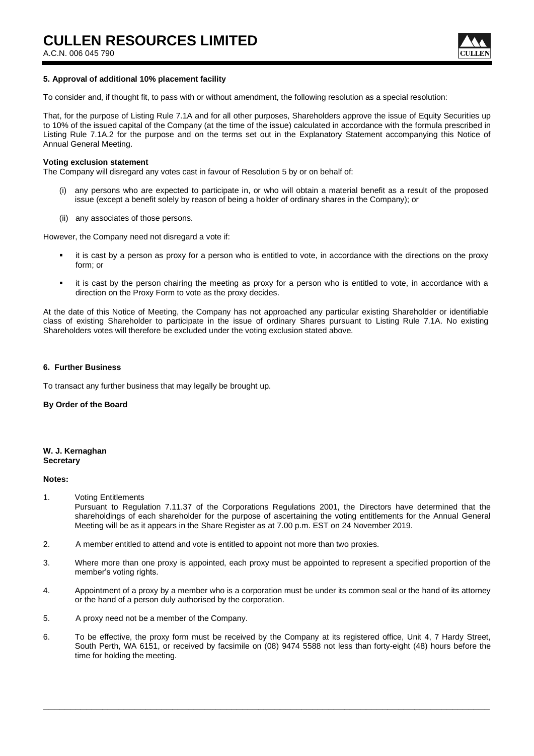**5. Approval of additional 10% placement facility**

To consider and, if thought fit, to pass with or without amendment, the following resolution as a special resolution:

That, for the purpose of Listing Rule 7.1A and for all other purposes, Shareholders approve the issue of Equity Securities up to 10% of the issued capital of the Company (at the time of the issue) calculated in accordance with the formula prescribed in Listing Rule 7.1A.2 for the purpose and on the terms set out in the Explanatory Statement accompanying this Notice of Annual General Meeting.

**Voting exclusion statement**

The Company will disregard any votes cast in favour of Resolution 5 by or on behalf of:

(i) any persons who are expected to participate in, or who will obtain a material benefit as a result of the proposed issue (except a benefit solely by reason of being a holder of ordinary shares in the Company); or

(ii) any associates of those persons.

However, the Company need not disregard a vote if:

- it is cast by a person as proxy for a person who is entitled to vote, in accordance with the directions on the proxy form; or
- it is cast by the person chairing the meeting as proxy for a person who is entitled to vote, in accordance with a direction on the Proxy Form to vote as the proxy decides.

At the date of this Notice of Meeting, the Company has not approached any particular existing Shareholder or identifiable class of existing Shareholder to participate in the issue of ordinary Shares pursuant to Listing Rule 7.1A. No existing Shareholders votes will therefore be excluded under the voting exclusion stated above.

**6. Further Business**

To transact any further business that may legally be brought up.

**By Order of the Board**

**W. J. Kernaghan**
**Secretary**

**Notes:**

1. Voting Entitlements
   Pursuant to Regulation 7.11.37 of the Corporations Regulations 2001, the Directors have determined that the shareholdings of each shareholder for the purpose of ascertaining the voting entitlements for the Annual General Meeting will be as it appears in the Share Register as at 7.00 p.m. EST on 24 November 2019.

2. A member entitled to attend and vote is entitled to appoint not more than two proxies.

3. Where more than one proxy is appointed, each proxy must be appointed to represent a specified proportion of the member's voting rights.

4. Appointment of a proxy by a member who is a corporation must be under its common seal or the hand of its attorney or the hand of a person duly authorised by the corporation.

5. A proxy need not be a member of the Company.

6. To be effective, the proxy form must be received by the Company at its registered office, Unit 4, 7 Hardy Street, South Perth, WA 6151, or received by facsimile on (08) 9474 5588 not less than forty-eight (48) hours before the time for holding the meeting.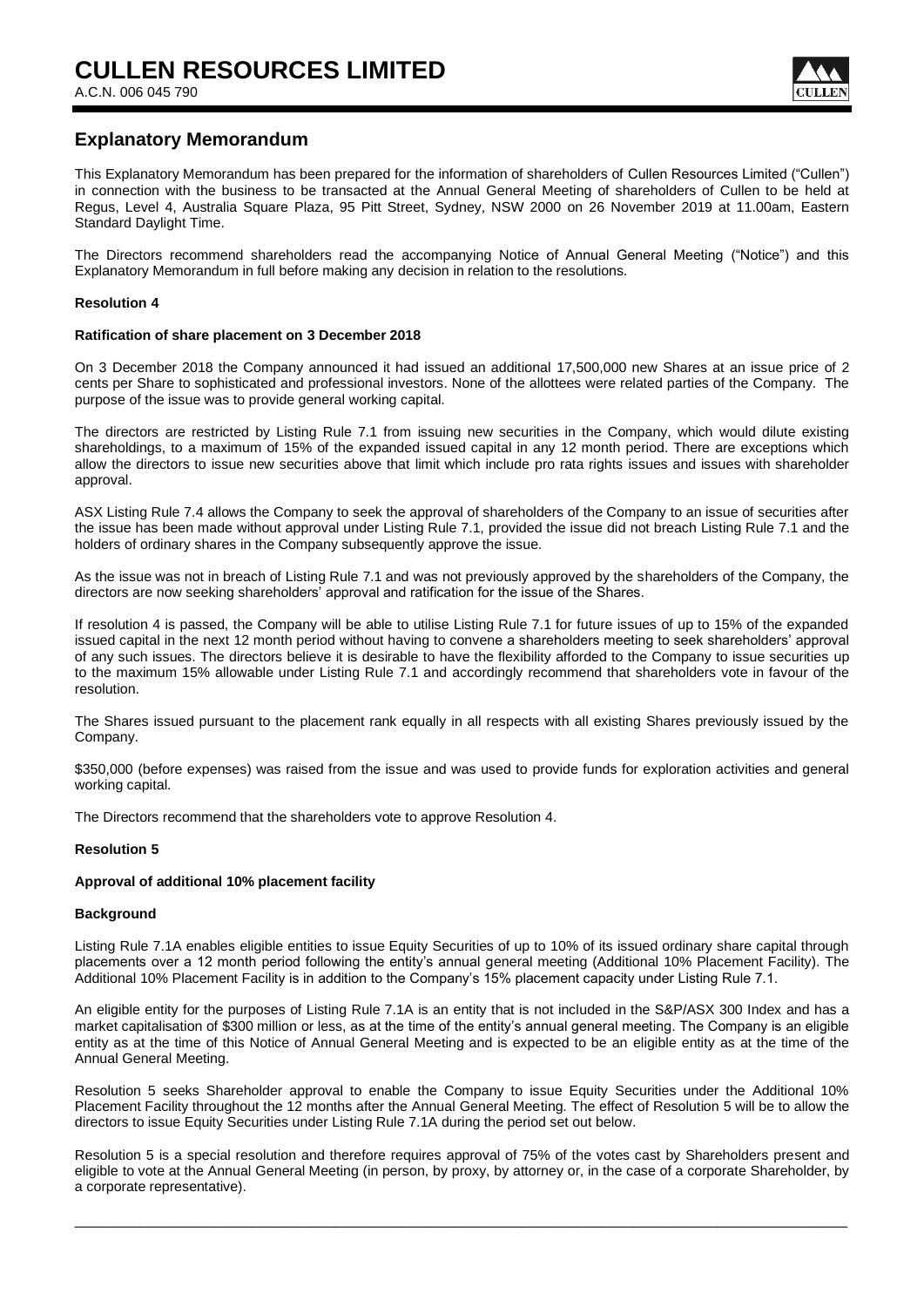## Explanatory Memorandum

This Explanatory Memorandum has been prepared for the information of shareholders of Cullen Resources Limited ("Cullen") in connection with the business to be transacted at the Annual General Meeting of shareholders of Cullen to be held at Regus, Level 4, Australia Square Plaza, 95 Pitt Street, Sydney, NSW 2000 on 26 November 2019 at 11.00am, Eastern Standard Daylight Time.

The Directors recommend shareholders read the accompanying Notice of Annual General Meeting ("Notice") and this Explanatory Memorandum in full before making any decision in relation to the resolutions.

**Resolution 4**

**Ratification of share placement on 3 December 2018**

On 3 December 2018 the Company announced it had issued an additional 17,500,000 new Shares at an issue price of 2 cents per Share to sophisticated and professional investors. None of the allottees were related parties of the Company. The purpose of the issue was to provide general working capital.

The directors are restricted by Listing Rule 7.1 from issuing new securities in the Company, which would dilute existing shareholdings, to a maximum of 15% of the expanded issued capital in any 12 month period. There are exceptions which allow the directors to issue new securities above that limit which include pro rata rights issues and issues with shareholder approval.

ASX Listing Rule 7.4 allows the Company to seek the approval of shareholders of the Company to an issue of securities after the issue has been made without approval under Listing Rule 7.1, provided the issue did not breach Listing Rule 7.1 and the holders of ordinary shares in the Company subsequently approve the issue.

As the issue was not in breach of Listing Rule 7.1 and was not previously approved by the shareholders of the Company, the directors are now seeking shareholders' approval and ratification for the issue of the Shares.

If resolution 4 is passed, the Company will be able to utilise Listing Rule 7.1 for future issues of up to 15% of the expanded issued capital in the next 12 month period without having to convene a shareholders meeting to seek shareholders' approval of any such issues. The directors believe it is desirable to have the flexibility afforded to the Company to issue securities up to the maximum 15% allowable under Listing Rule 7.1 and accordingly recommend that shareholders vote in favour of the resolution.

The Shares issued pursuant to the placement rank equally in all respects with all existing Shares previously issued by the Company.

$350,000 (before expenses) was raised from the issue and was used to provide funds for exploration activities and general working capital.

The Directors recommend that the shareholders vote to approve Resolution 4.

**Resolution 5**

**Approval of additional 10% placement facility**

**Background**

Listing Rule 7.1A enables eligible entities to issue Equity Securities of up to 10% of its issued ordinary share capital through placements over a 12 month period following the entity's annual general meeting (Additional 10% Placement Facility). The Additional 10% Placement Facility is in addition to the Company's 15% placement capacity under Listing Rule 7.1.

An eligible entity for the purposes of Listing Rule 7.1A is an entity that is not included in the S&P/ASX 300 Index and has a market capitalisation of $300 million or less, as at the time of the entity's annual general meeting. The Company is an eligible entity as at the time of this Notice of Annual General Meeting and is expected to be an eligible entity as at the time of the Annual General Meeting.

Resolution 5 seeks Shareholder approval to enable the Company to issue Equity Securities under the Additional 10% Placement Facility throughout the 12 months after the Annual General Meeting. The effect of Resolution 5 will be to allow the directors to issue Equity Securities under Listing Rule 7.1A during the period set out below.

Resolution 5 is a special resolution and therefore requires approval of 75% of the votes cast by Shareholders present and eligible to vote at the Annual General Meeting (in person, by proxy, by attorney or, in the case of a corporate Shareholder, by a corporate representative).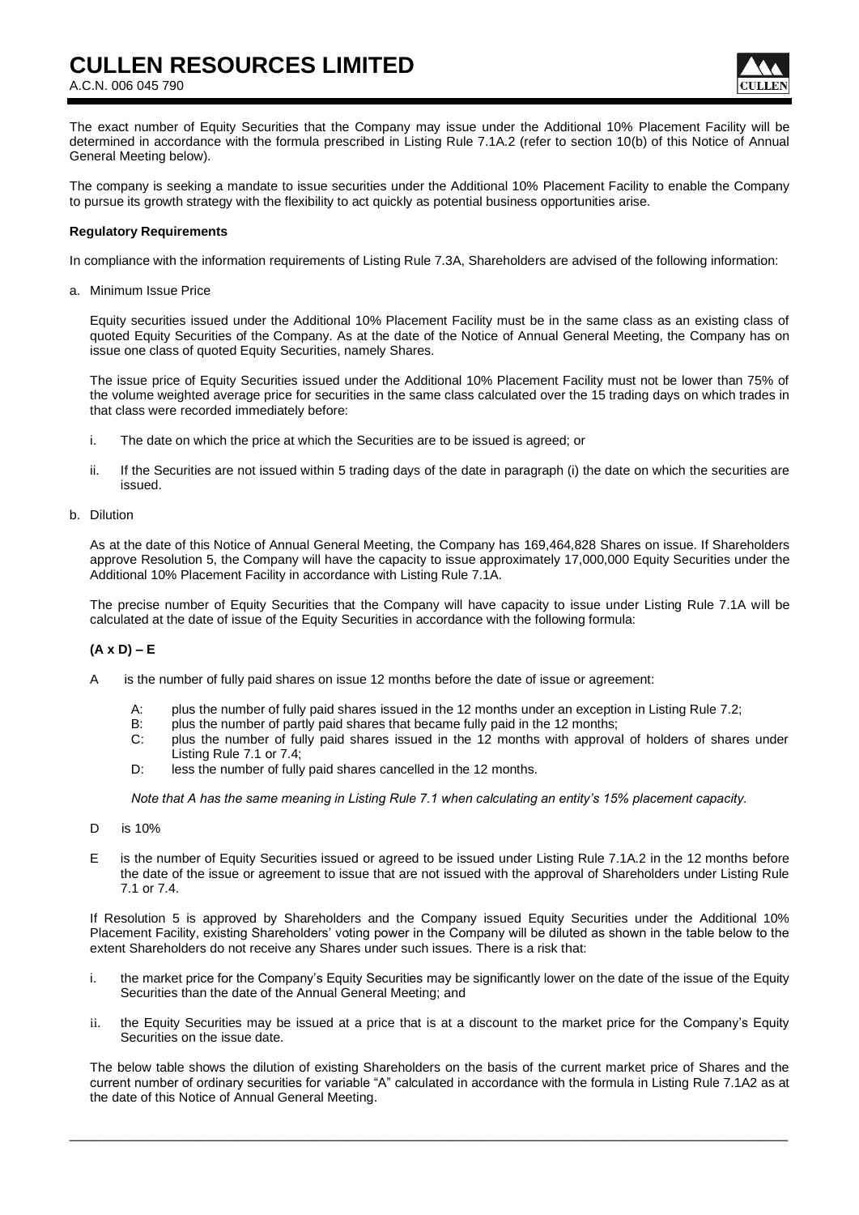The exact number of Equity Securities that the Company may issue under the Additional 10% Placement Facility will be determined in accordance with the formula prescribed in Listing Rule 7.1A.2 (refer to section 10(b) of this Notice of Annual General Meeting below).

The company is seeking a mandate to issue securities under the Additional 10% Placement Facility to enable the Company to pursue its growth strategy with the flexibility to act quickly as potential business opportunities arise.

**Regulatory Requirements**

In compliance with the information requirements of Listing Rule 7.3A, Shareholders are advised of the following information:

a. Minimum Issue Price

   Equity securities issued under the Additional 10% Placement Facility must be in the same class as an existing class of quoted Equity Securities of the Company. As at the date of the Notice of Annual General Meeting, the Company has on issue one class of quoted Equity Securities, namely Shares.

   The issue price of Equity Securities issued under the Additional 10% Placement Facility must not be lower than 75% of the volume weighted average price for securities in the same class calculated over the 15 trading days on which trades in that class were recorded immediately before:

   i. The date on which the price at which the Securities are to be issued is agreed; or

   ii. If the Securities are not issued within 5 trading days of the date in paragraph (i) the date on which the securities are issued.

b. Dilution

   As at the date of this Notice of Annual General Meeting, the Company has 169,464,828 Shares on issue. If Shareholders approve Resolution 5, the Company will have the capacity to issue approximately 17,000,000 Equity Securities under the Additional 10% Placement Facility in accordance with Listing Rule 7.1A.

   The precise number of Equity Securities that the Company will have capacity to issue under Listing Rule 7.1A will be calculated at the date of issue of the Equity Securities in accordance with the following formula:

   **(A x D) – E**

   A is the number of fully paid shares on issue 12 months before the date of issue or agreement:

   - A: plus the number of fully paid shares issued in the 12 months under an exception in Listing Rule 7.2;
   - B: plus the number of partly paid shares that became fully paid in the 12 months;
   - C: plus the number of fully paid shares issued in the 12 months with approval of holders of shares under Listing Rule 7.1 or 7.4;
   - D: less the number of fully paid shares cancelled in the 12 months.

   *Note that A has the same meaning in Listing Rule 7.1 when calculating an entity's 15% placement capacity.*

   D is 10%

   E is the number of Equity Securities issued or agreed to be issued under Listing Rule 7.1A.2 in the 12 months before the date of the issue or agreement to issue that are not issued with the approval of Shareholders under Listing Rule 7.1 or 7.4.

   If Resolution 5 is approved by Shareholders and the Company issued Equity Securities under the Additional 10% Placement Facility, existing Shareholders' voting power in the Company will be diluted as shown in the table below to the extent Shareholders do not receive any Shares under such issues. There is a risk that:

   i. the market price for the Company's Equity Securities may be significantly lower on the date of the issue of the Equity Securities than the date of the Annual General Meeting; and

   ii. the Equity Securities may be issued at a price that is at a discount to the market price for the Company's Equity Securities on the issue date.

   The below table shows the dilution of existing Shareholders on the basis of the current market price of Shares and the current number of ordinary securities for variable "A" calculated in accordance with the formula in Listing Rule 7.1A2 as at the date of this Notice of Annual General Meeting.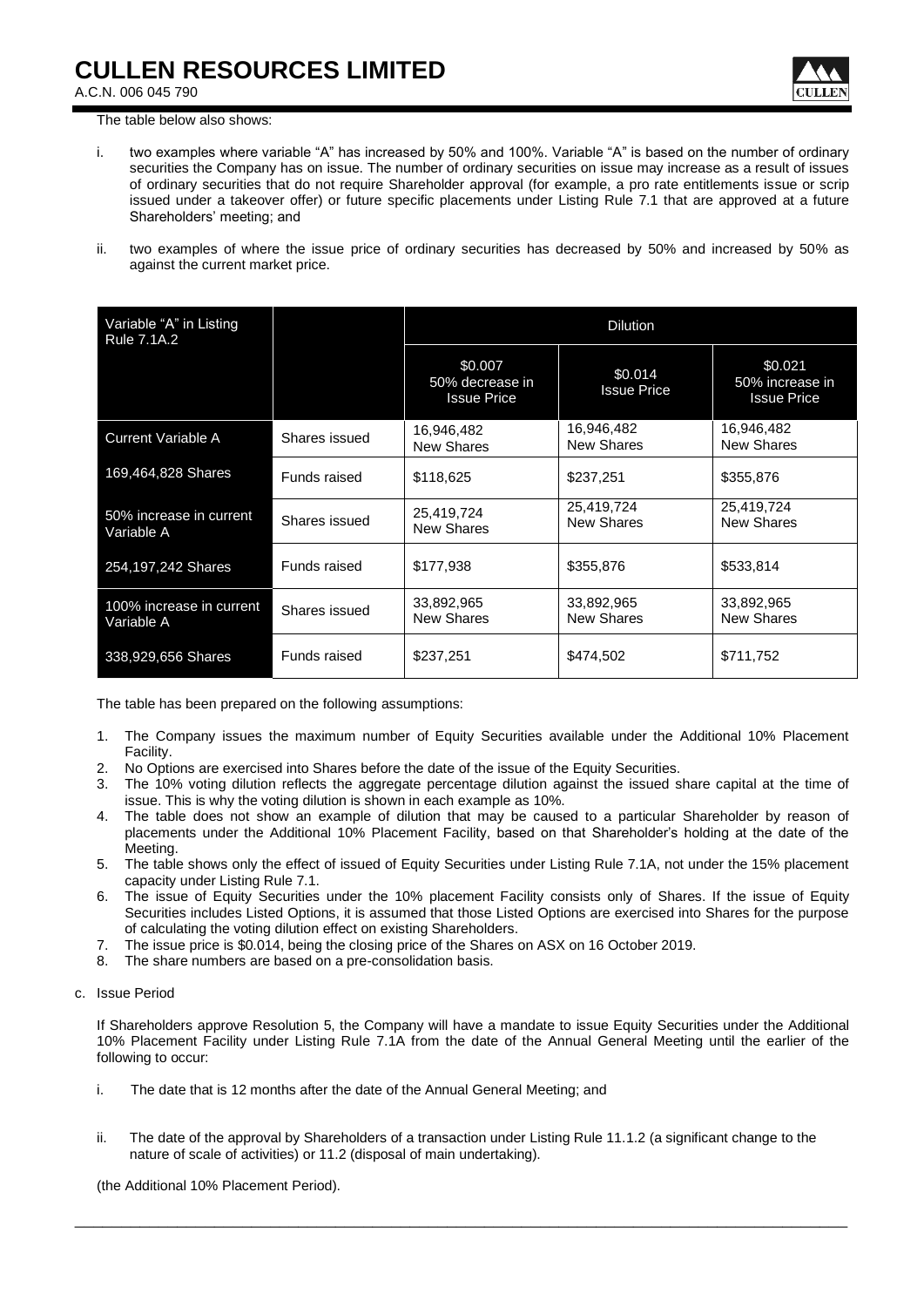The table below also shows:

i. two examples where variable "A" has increased by 50% and 100%. Variable "A" is based on the number of ordinary securities the Company has on issue. The number of ordinary securities on issue may increase as a result of issues of ordinary securities that do not require Shareholder approval (for example, a pro rate entitlements issue or scrip issued under a takeover offer) or future specific placements under Listing Rule 7.1 that are approved at a future Shareholders' meeting; and

ii. two examples of where the issue price of ordinary securities has decreased by 50% and increased by 50% as against the current market price.

| Variable "A" in Listing Rule 7.1A.2 | | Dilution | | |
|---|---|---|---|---|
| | | \$0.007 50% decrease in Issue Price | \$0.014 Issue Price | \$0.021 50% increase in Issue Price |
| Current Variable A | Shares issued | 16,946,482 New Shares | 16,946,482 New Shares | 16,946,482 New Shares |
| 169,464,828 Shares | Funds raised | \$118,625 | \$237,251 | \$355,876 |
| 50% increase in current Variable A | Shares issued | 25,419,724 New Shares | 25,419,724 New Shares | 25,419,724 New Shares |
| 254,197,242 Shares | Funds raised | \$177,938 | \$355,876 | \$533,814 |
| 100% increase in current Variable A | Shares issued | 33,892,965 New Shares | 33,892,965 New Shares | 33,892,965 New Shares |
| 338,929,656 Shares | Funds raised | \$237,251 | \$474,502 | \$711,752 |

The table has been prepared on the following assumptions:

1. The Company issues the maximum number of Equity Securities available under the Additional 10% Placement Facility.
2. No Options are exercised into Shares before the date of the issue of the Equity Securities.
3. The 10% voting dilution reflects the aggregate percentage dilution against the issued share capital at the time of issue. This is why the voting dilution is shown in each example as 10%.
4. The table does not show an example of dilution that may be caused to a particular Shareholder by reason of placements under the Additional 10% Placement Facility, based on that Shareholder's holding at the date of the Meeting.
5. The table shows only the effect of issued of Equity Securities under Listing Rule 7.1A, not under the 15% placement capacity under Listing Rule 7.1.
6. The issue of Equity Securities under the 10% placement Facility consists only of Shares. If the issue of Equity Securities includes Listed Options, it is assumed that those Listed Options are exercised into Shares for the purpose of calculating the voting dilution effect on existing Shareholders.
7. The issue price is \$0.014, being the closing price of the Shares on ASX on 16 October 2019.
8. The share numbers are based on a pre-consolidation basis.

c. Issue Period

If Shareholders approve Resolution 5, the Company will have a mandate to issue Equity Securities under the Additional 10% Placement Facility under Listing Rule 7.1A from the date of the Annual General Meeting until the earlier of the following to occur:

i. The date that is 12 months after the date of the Annual General Meeting; and

ii. The date of the approval by Shareholders of a transaction under Listing Rule 11.1.2 (a significant change to the nature of scale of activities) or 11.2 (disposal of main undertaking).

(the Additional 10% Placement Period).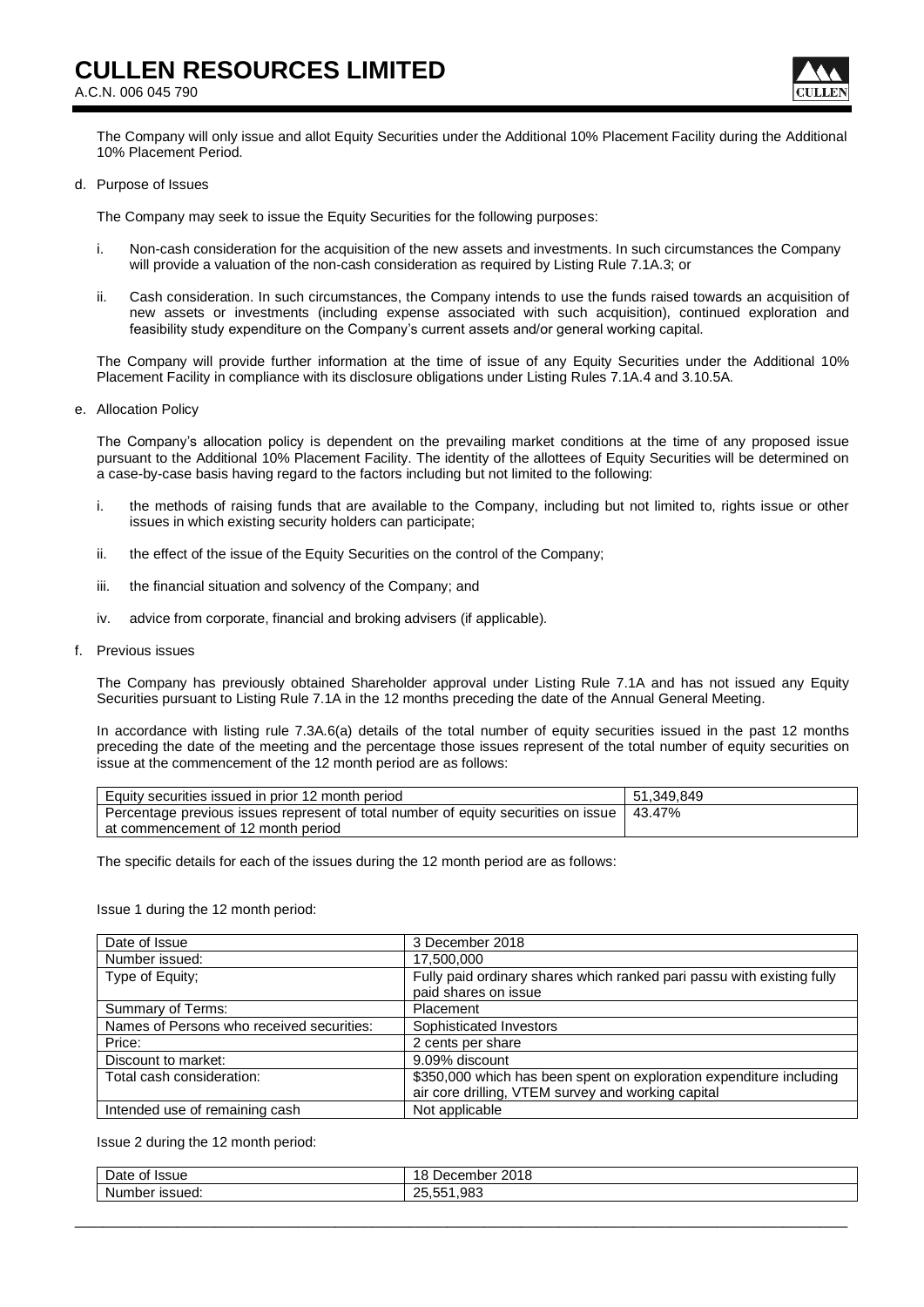The Company will only issue and allot Equity Securities under the Additional 10% Placement Facility during the Additional 10% Placement Period.

d. Purpose of Issues

The Company may seek to issue the Equity Securities for the following purposes:

i. Non-cash consideration for the acquisition of the new assets and investments. In such circumstances the Company will provide a valuation of the non-cash consideration as required by Listing Rule 7.1A.3; or

ii. Cash consideration. In such circumstances, the Company intends to use the funds raised towards an acquisition of new assets or investments (including expense associated with such acquisition), continued exploration and feasibility study expenditure on the Company's current assets and/or general working capital.

The Company will provide further information at the time of issue of any Equity Securities under the Additional 10% Placement Facility in compliance with its disclosure obligations under Listing Rules 7.1A.4 and 3.10.5A.

e. Allocation Policy

The Company's allocation policy is dependent on the prevailing market conditions at the time of any proposed issue pursuant to the Additional 10% Placement Facility. The identity of the allottees of Equity Securities will be determined on a case-by-case basis having regard to the factors including but not limited to the following:

i. the methods of raising funds that are available to the Company, including but not limited to, rights issue or other issues in which existing security holders can participate;

ii. the effect of the issue of the Equity Securities on the control of the Company;

iii. the financial situation and solvency of the Company; and

iv. advice from corporate, financial and broking advisers (if applicable).

f. Previous issues

The Company has previously obtained Shareholder approval under Listing Rule 7.1A and has not issued any Equity Securities pursuant to Listing Rule 7.1A in the 12 months preceding the date of the Annual General Meeting.

In accordance with listing rule 7.3A.6(a) details of the total number of equity securities issued in the past 12 months preceding the date of the meeting and the percentage those issues represent of the total number of equity securities on issue at the commencement of the 12 month period are as follows:

| | |
|---|---|
| Equity securities issued in prior 12 month period | 51,349,849 |
| Percentage previous issues represent of total number of equity securities on issue at commencement of 12 month period | 43.47% |

The specific details for each of the issues during the 12 month period are as follows:

Issue 1 during the 12 month period:

| | |
|---|---|
| Date of Issue | 3 December 2018 |
| Number issued: | 17,500,000 |
| Type of Equity; | Fully paid ordinary shares which ranked pari passu with existing fully paid shares on issue |
| Summary of Terms: | Placement |
| Names of Persons who received securities: | Sophisticated Investors |
| Price: | 2 cents per share |
| Discount to market: | 9.09% discount |
| Total cash consideration: | $350,000 which has been spent on exploration expenditure including air core drilling, VTEM survey and working capital |
| Intended use of remaining cash | Not applicable |

Issue 2 during the 12 month period:

| | |
|---|---|
| Date of Issue | 18 December 2018 |
| Number issued: | 25,551,983 |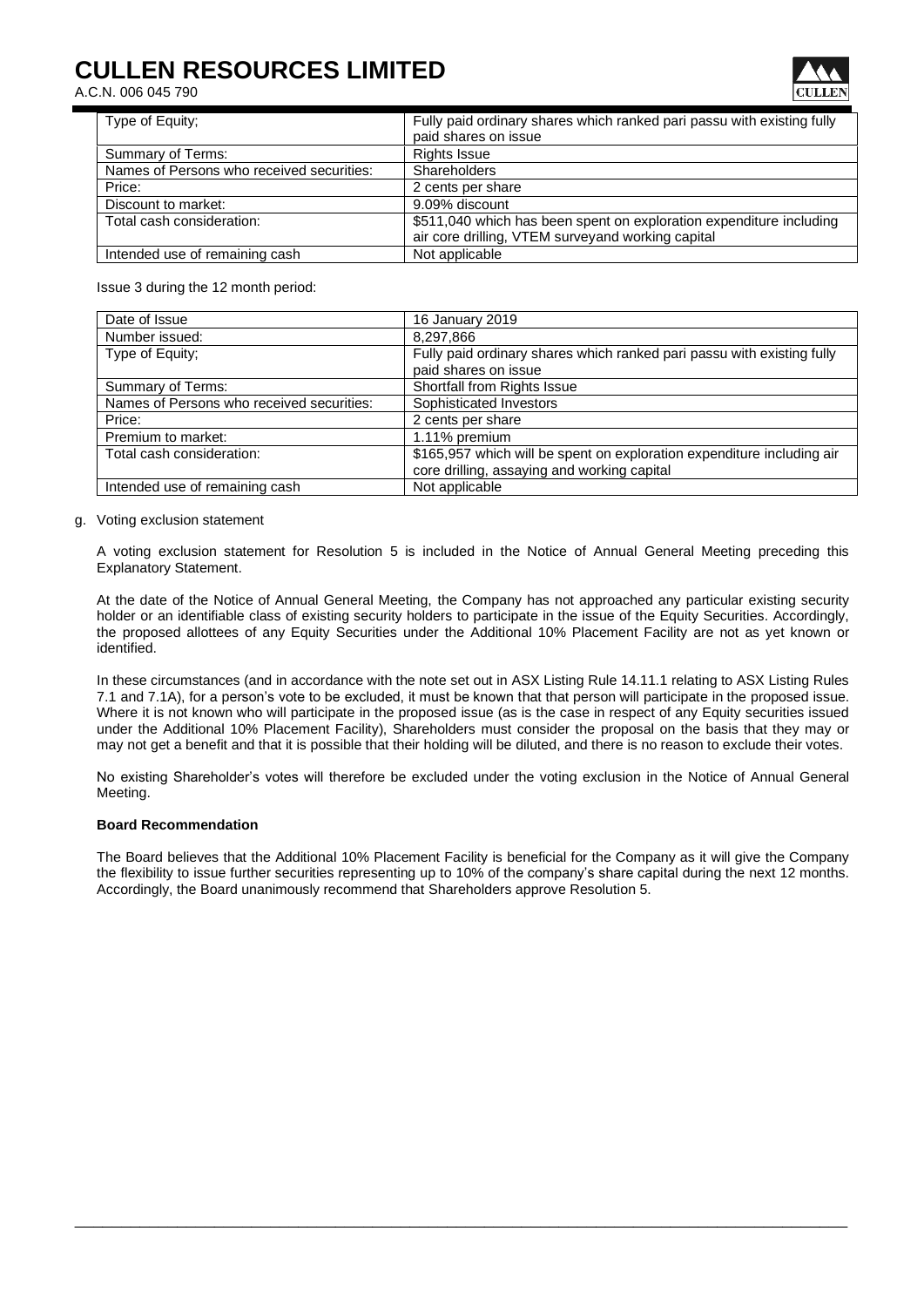| Type of Equity; | Fully paid ordinary shares which ranked pari passu with existing fully paid shares on issue |
|---|---|
| Summary of Terms: | Rights Issue |
| Names of Persons who received securities: | Shareholders |
| Price: | 2 cents per share |
| Discount to market: | 9.09% discount |
| Total cash consideration: | $511,040 which has been spent on exploration expenditure including air core drilling, VTEM surveyand working capital |
| Intended use of remaining cash | Not applicable |

Issue 3 during the 12 month period:

| Date of Issue | 16 January 2019 |
|---|---|
| Number issued: | 8,297,866 |
| Type of Equity; | Fully paid ordinary shares which ranked pari passu with existing fully paid shares on issue |
| Summary of Terms: | Shortfall from Rights Issue |
| Names of Persons who received securities: | Sophisticated Investors |
| Price: | 2 cents per share |
| Premium to market: | 1.11% premium |
| Total cash consideration: | $165,957 which will be spent on exploration expenditure including air core drilling, assaying and working capital |
| Intended use of remaining cash | Not applicable |

g. Voting exclusion statement

A voting exclusion statement for Resolution 5 is included in the Notice of Annual General Meeting preceding this Explanatory Statement.

At the date of the Notice of Annual General Meeting, the Company has not approached any particular existing security holder or an identifiable class of existing security holders to participate in the issue of the Equity Securities. Accordingly, the proposed allottees of any Equity Securities under the Additional 10% Placement Facility are not as yet known or identified.

In these circumstances (and in accordance with the note set out in ASX Listing Rule 14.11.1 relating to ASX Listing Rules 7.1 and 7.1A), for a person's vote to be excluded, it must be known that that person will participate in the proposed issue. Where it is not known who will participate in the proposed issue (as is the case in respect of any Equity securities issued under the Additional 10% Placement Facility), Shareholders must consider the proposal on the basis that they may or may not get a benefit and that it is possible that their holding will be diluted, and there is no reason to exclude their votes.

No existing Shareholder's votes will therefore be excluded under the voting exclusion in the Notice of Annual General Meeting.

**Board Recommendation**

The Board believes that the Additional 10% Placement Facility is beneficial for the Company as it will give the Company the flexibility to issue further securities representing up to 10% of the company's share capital during the next 12 months. Accordingly, the Board unanimously recommend that Shareholders approve Resolution 5.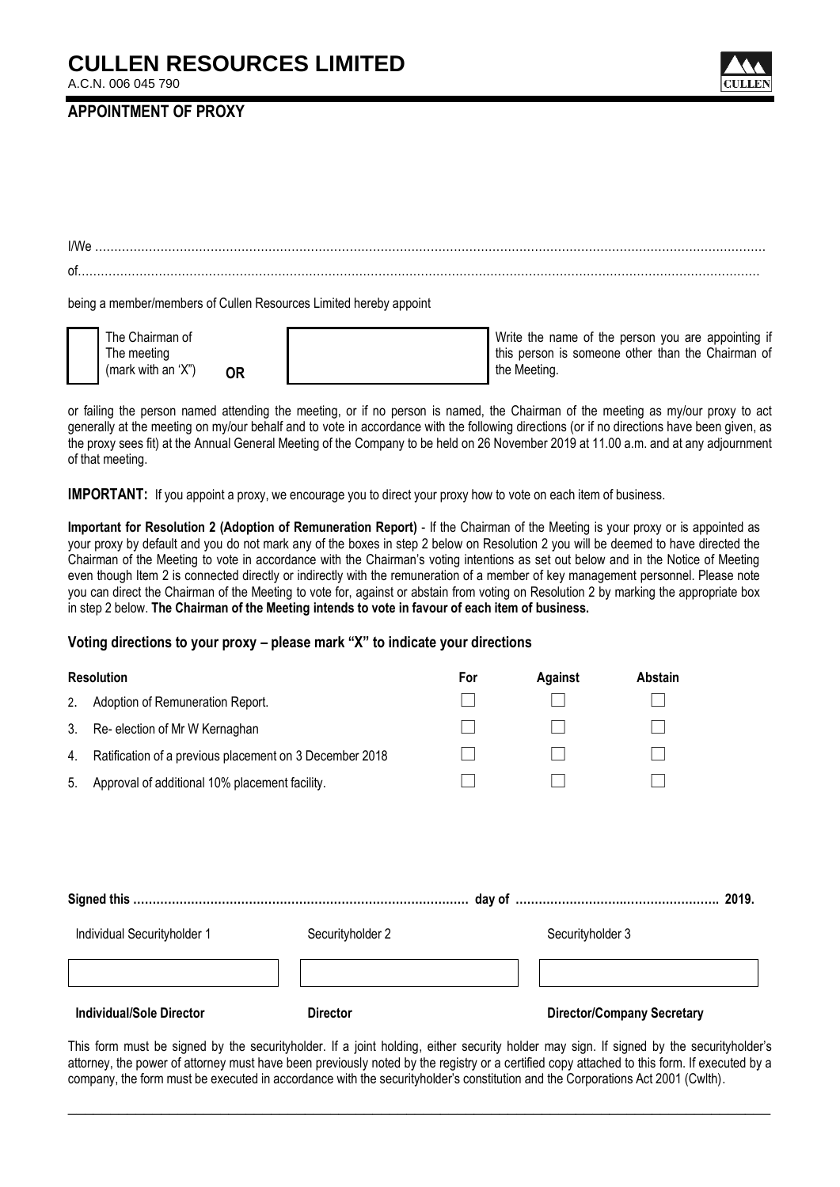# CULLEN RESOURCES LIMITED

A.C.N. 006 045 790

## APPOINTMENT OF PROXY

I/We ……………………………………………………………………………………………………………………………………………………

of……………………………………………………………………………………………………………………………………………………

being a member/members of Cullen Resources Limited hereby appoint

| ☐ The Chairman of The meeting (mark with an 'X') | **OR** | ☐ | Write the name of the person you are appointing if this person is someone other than the Chairman of the Meeting. |
|---|---|---|---|

or failing the person named attending the meeting, or if no person is named, the Chairman of the meeting as my/our proxy to act generally at the meeting on my/our behalf and to vote in accordance with the following directions (or if no directions have been given, as the proxy sees fit) at the Annual General Meeting of the Company to be held on 26 November 2019 at 11.00 a.m. and at any adjournment of that meeting.

**IMPORTANT:** If you appoint a proxy, we encourage you to direct your proxy how to vote on each item of business.

**Important for Resolution 2 (Adoption of Remuneration Report)** - If the Chairman of the Meeting is your proxy or is appointed as your proxy by default and you do not mark any of the boxes in step 2 below on Resolution 2 you will be deemed to have directed the Chairman of the Meeting to vote in accordance with the Chairman's voting intentions as set out below and in the Notice of Meeting even though Item 2 is connected directly or indirectly with the remuneration of a member of key management personnel. Please note you can direct the Chairman of the Meeting to vote for, against or abstain from voting on Resolution 2 by marking the appropriate box in step 2 below. **The Chairman of the Meeting intends to vote in favour of each item of business.**

### Voting directions to your proxy – please mark "X" to indicate your directions

| Resolution | | For | Against | Abstain |
|---|---|---|---|---|
| 2. | Adoption of Remuneration Report. | ☐ | ☐ | ☐ |
| 3. | Re- election of Mr W Kernaghan | ☐ | ☐ | ☐ |
| 4. | Ratification of a previous placement on 3 December 2018 | ☐ | ☐ | ☐ |
| 5. | Approval of additional 10% placement facility. | ☐ | ☐ | ☐ |

**Signed this …………………………………………………………………………… day of …………………………………………….. 2019.**

| Individual Securityholder 1 | Securityholder 2 | Securityholder 3 |
|---|---|---|
| | | |
| **Individual/Sole Director** | **Director** | **Director/Company Secretary** |

This form must be signed by the securityholder. If a joint holding, either security holder may sign. If signed by the securityholder's attorney, the power of attorney must have been previously noted by the registry or a certified copy attached to this form. If executed by a company, the form must be executed in accordance with the securityholder's constitution and the Corporations Act 2001 (Cwlth).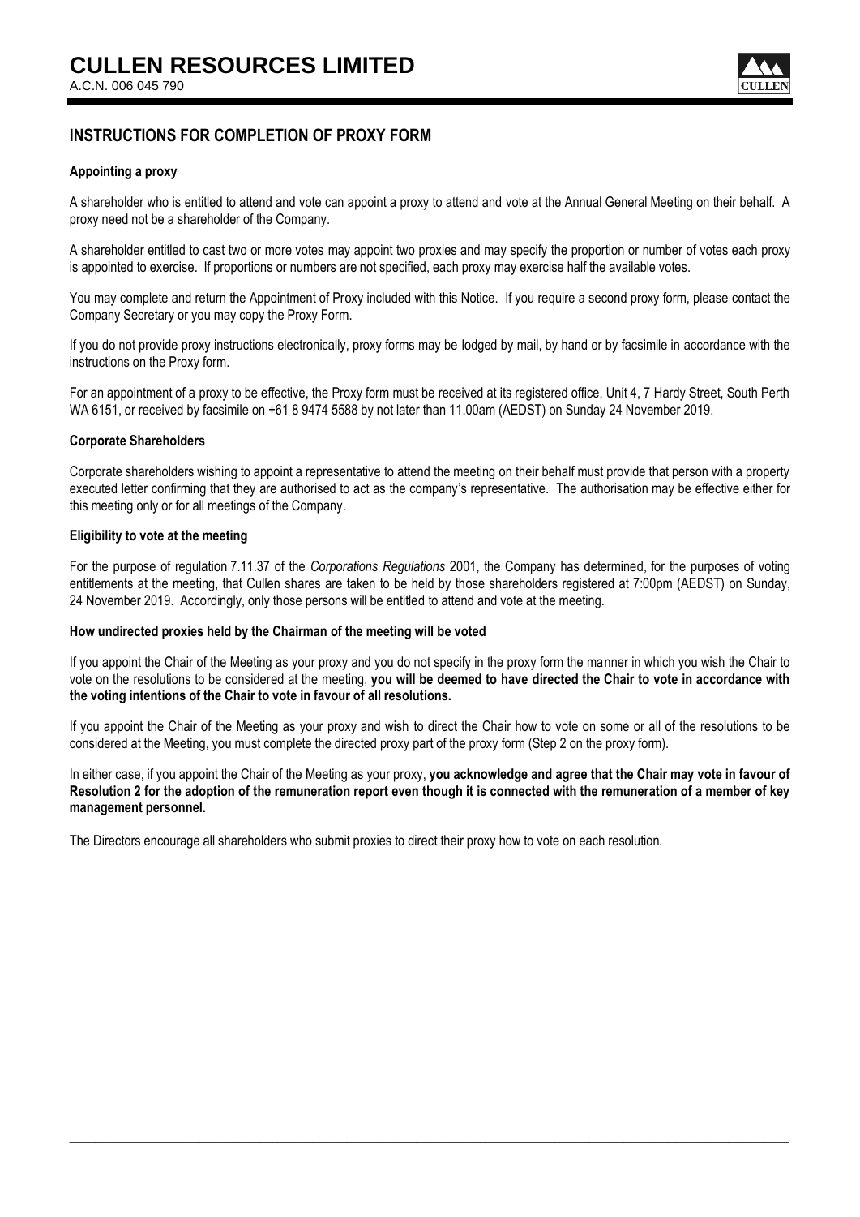# CULLEN RESOURCES LIMITED

A.C.N. 006 045 790

## INSTRUCTIONS FOR COMPLETION OF PROXY FORM

**Appointing a proxy**

A shareholder who is entitled to attend and vote can appoint a proxy to attend and vote at the Annual General Meeting on their behalf. A proxy need not be a shareholder of the Company.

A shareholder entitled to cast two or more votes may appoint two proxies and may specify the proportion or number of votes each proxy is appointed to exercise. If proportions or numbers are not specified, each proxy may exercise half the available votes.

You may complete and return the Appointment of Proxy included with this Notice. If you require a second proxy form, please contact the Company Secretary or you may copy the Proxy Form.

If you do not provide proxy instructions electronically, proxy forms may be lodged by mail, by hand or by facsimile in accordance with the instructions on the Proxy form.

For an appointment of a proxy to be effective, the Proxy form must be received at its registered office, Unit 4, 7 Hardy Street, South Perth WA 6151, or received by facsimile on +61 8 9474 5588 by not later than 11.00am (AEDST) on Sunday 24 November 2019.

**Corporate Shareholders**

Corporate shareholders wishing to appoint a representative to attend the meeting on their behalf must provide that person with a property executed letter confirming that they are authorised to act as the company's representative. The authorisation may be effective either for this meeting only or for all meetings of the Company.

**Eligibility to vote at the meeting**

For the purpose of regulation 7.11.37 of the *Corporations Regulations* 2001, the Company has determined, for the purposes of voting entitlements at the meeting, that Cullen shares are taken to be held by those shareholders registered at 7:00pm (AEDST) on Sunday, 24 November 2019. Accordingly, only those persons will be entitled to attend and vote at the meeting.

**How undirected proxies held by the Chairman of the meeting will be voted**

If you appoint the Chair of the Meeting as your proxy and you do not specify in the proxy form the manner in which you wish the Chair to vote on the resolutions to be considered at the meeting, **you will be deemed to have directed the Chair to vote in accordance with the voting intentions of the Chair to vote in favour of all resolutions.**

If you appoint the Chair of the Meeting as your proxy and wish to direct the Chair how to vote on some or all of the resolutions to be considered at the Meeting, you must complete the directed proxy part of the proxy form (Step 2 on the proxy form).

In either case, if you appoint the Chair of the Meeting as your proxy, **you acknowledge and agree that the Chair may vote in favour of Resolution 2 for the adoption of the remuneration report even though it is connected with the remuneration of a member of key management personnel.**

The Directors encourage all shareholders who submit proxies to direct their proxy how to vote on each resolution.